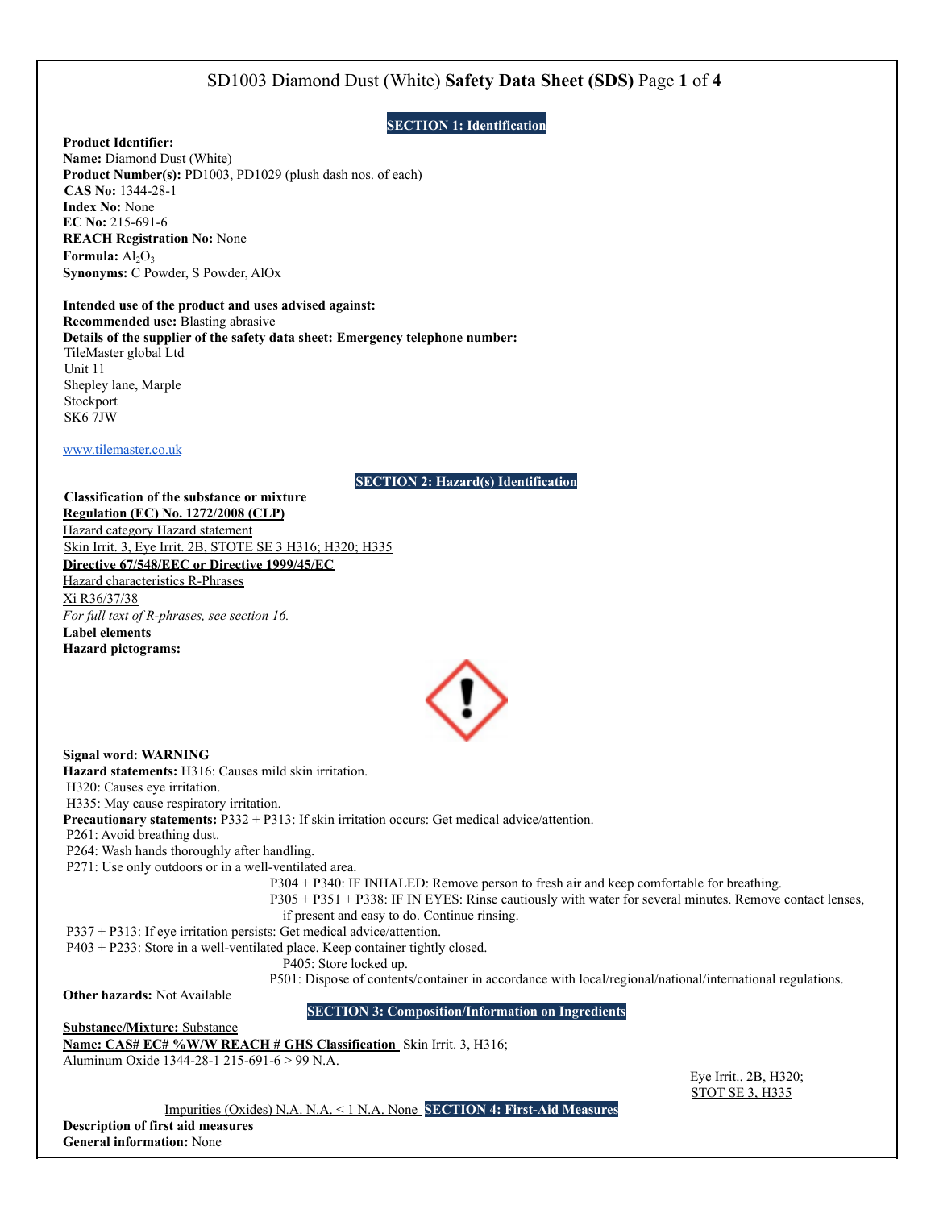# SD1003 Diamond Dust (White) **Safety Data Sheet (SDS)**

## SECTION 1: Identification

**Product Identifier:**
**Name:** Diamond Dust (White)
**Product Number(s):** PD1003, PD1029 (plush dash nos. of each)
**CAS No:** 1344-28-1
**Index No:** None
**EC No:** 215-691-6
**REACH Registration No:** None
**Formula:** $Al_2O_3$
**Synonyms:** C Powder, S Powder, AlOx

**Intended use of the product and uses advised against:**
**Recommended use:** Blasting abrasive
**Details of the supplier of the safety data sheet: Emergency telephone number:**
TileMaster global Ltd
Unit 11
Shepley lane, Marple
Stockport
SK6 7JW

www.tilemaster.co.uk

## SECTION 2: Hazard(s) Identification

**Classification of the substance or mixture**
**Regulation (EC) No. 1272/2008 (CLP)**
Hazard category Hazard statement
Skin Irrit. 3, Eye Irrit. 2B, STOTE SE 3 H316; H320; H335
**Directive 67/548/EEC or Directive 1999/45/EC**
Hazard characteristics R-Phrases
Xi R36/37/38
*For full text of R-phrases, see section 16.*
**Label elements**
**Hazard pictograms:**

**Signal word: WARNING**
**Hazard statements:** H316: Causes mild skin irritation.
H320: Causes eye irritation.
H335: May cause respiratory irritation.
**Precautionary statements:** P332 + P313: If skin irritation occurs: Get medical advice/attention.
P261: Avoid breathing dust.
P264: Wash hands thoroughly after handling.
P271: Use only outdoors or in a well-ventilated area.
P304 + P340: IF INHALED: Remove person to fresh air and keep comfortable for breathing.
P305 + P351 + P338: IF IN EYES: Rinse cautiously with water for several minutes. Remove contact lenses, if present and easy to do. Continue rinsing.
P337 + P313: If eye irritation persists: Get medical advice/attention.
P403 + P233: Store in a well-ventilated place. Keep container tightly closed.
P405: Store locked up.
P501: Dispose of contents/container in accordance with local/regional/national/international regulations.

**Other hazards:** Not Available

## SECTION 3: Composition/Information on Ingredients

**Substance/Mixture:** Substance

| Name | CAS# | EC# | %W/W | REACH # | GHS Classification |
|---|---|---|---|---|---|
| Aluminum Oxide | 1344-28-1 | 215-691-6 | > 99 | N.A. | Skin Irrit. 3, H316; Eye Irrit.. 2B, H320; STOT SE 3, H335 |
| Impurities (Oxides) | N.A. | N.A. | < 1 | N.A. | None |

## SECTION 4: First-Aid Measures

**Description of first aid measures**
**General information:** None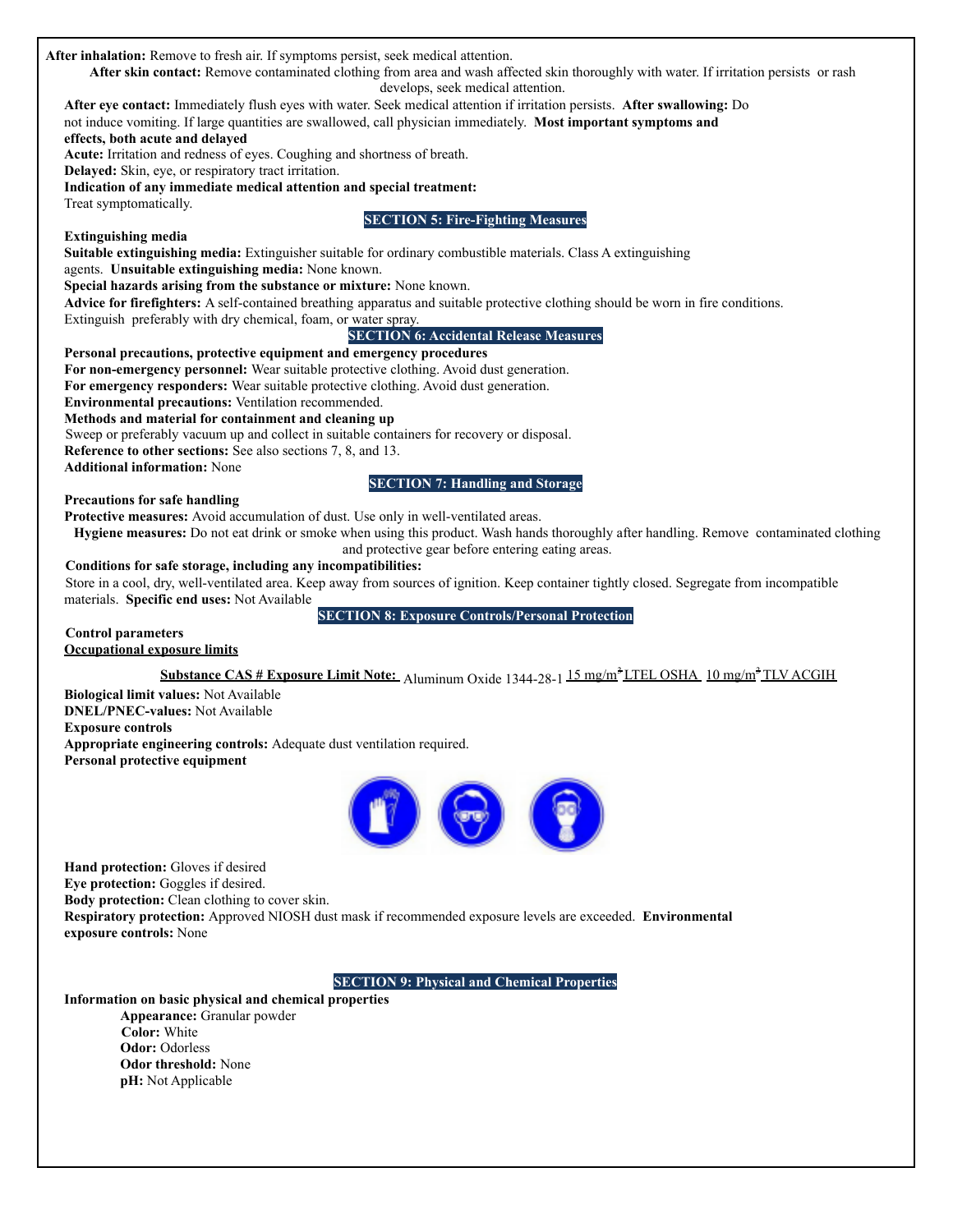**After inhalation:** Remove to fresh air. If symptoms persist, seek medical attention.

**After skin contact:** Remove contaminated clothing from area and wash affected skin thoroughly with water. If irritation persists or rash develops, seek medical attention.

**After eye contact:** Immediately flush eyes with water. Seek medical attention if irritation persists. **After swallowing:** Do not induce vomiting. If large quantities are swallowed, call physician immediately. **Most important symptoms and effects, both acute and delayed**

**Acute:** Irritation and redness of eyes. Coughing and shortness of breath.

**Delayed:** Skin, eye, or respiratory tract irritation.

**Indication of any immediate medical attention and special treatment:**

Treat symptomatically.

## SECTION 5: Fire-Fighting Measures

**Extinguishing media**

**Suitable extinguishing media:** Extinguisher suitable for ordinary combustible materials. Class A extinguishing agents. **Unsuitable extinguishing media:** None known.

**Special hazards arising from the substance or mixture:** None known.

**Advice for firefighters:** A self-contained breathing apparatus and suitable protective clothing should be worn in fire conditions. Extinguish preferably with dry chemical, foam, or water spray.

## SECTION 6: Accidental Release Measures

**Personal precautions, protective equipment and emergency procedures**

**For non-emergency personnel:** Wear suitable protective clothing. Avoid dust generation.

**For emergency responders:** Wear suitable protective clothing. Avoid dust generation.

**Environmental precautions:** Ventilation recommended.

**Methods and material for containment and cleaning up**

Sweep or preferably vacuum up and collect in suitable containers for recovery or disposal.

**Reference to other sections:** See also sections 7, 8, and 13.

**Additional information:** None

## SECTION 7: Handling and Storage

**Precautions for safe handling**

**Protective measures:** Avoid accumulation of dust. Use only in well-ventilated areas.

**Hygiene measures:** Do not eat drink or smoke when using this product. Wash hands thoroughly after handling. Remove contaminated clothing and protective gear before entering eating areas.

**Conditions for safe storage, including any incompatibilities:**

Store in a cool, dry, well-ventilated area. Keep away from sources of ignition. Keep container tightly closed. Segregate from incompatible materials. **Specific end uses:** Not Available

## SECTION 8: Exposure Controls/Personal Protection

**Control parameters**

**Occupational exposure limits**

| Substance | CAS # | Exposure Limit | Note: |
|---|---|---|---|
| Aluminum Oxide | 1344-28-1 | 15 mg/m$^3$ | LTEL OSHA |
| | | 10 mg/m$^3$ | TLV ACGIH |

**Biological limit values:** Not Available

**DNEL/PNEC-values:** Not Available

**Exposure controls**

**Appropriate engineering controls:** Adequate dust ventilation required.

**Personal protective equipment**

**Hand protection:** Gloves if desired

**Eye protection:** Goggles if desired.

**Body protection:** Clean clothing to cover skin.

**Respiratory protection:** Approved NIOSH dust mask if recommended exposure levels are exceeded. **Environmental exposure controls:** None

## SECTION 9: Physical and Chemical Properties

**Information on basic physical and chemical properties**

- **Appearance:** Granular powder
- **Color:** White
- **Odor:** Odorless
- **Odor threshold:** None
- **pH:** Not Applicable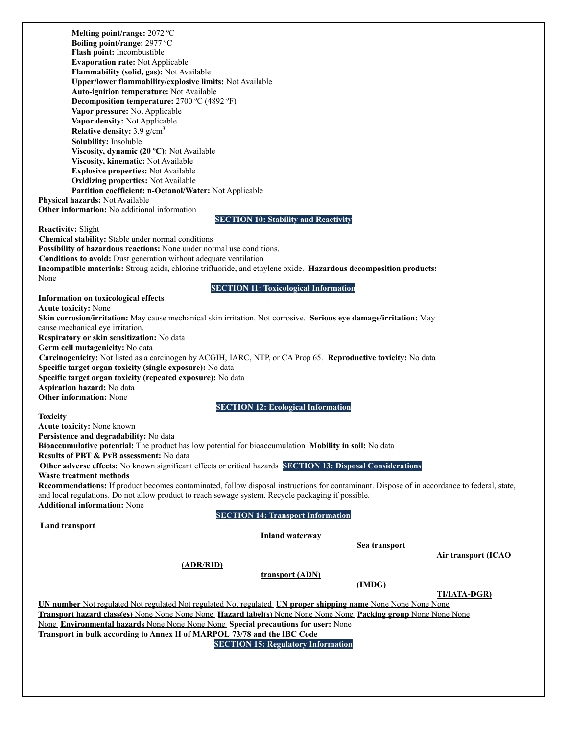**Melting point/range:** 2072 ºC
**Boiling point/range:** 2977 ºC
**Flash point:** Incombustible
**Evaporation rate:** Not Applicable
**Flammability (solid, gas):** Not Available
**Upper/lower flammability/explosive limits:** Not Available
**Auto-ignition temperature:** Not Available
**Decomposition temperature:** 2700 ºC (4892 ºF)
**Vapor pressure:** Not Applicable
**Vapor density:** Not Applicable
**Relative density:** 3.9 g/cm$^3$
**Solubility:** Insoluble
**Viscosity, dynamic (20 ºC):** Not Available
**Viscosity, kinematic:** Not Available
**Explosive properties:** Not Available
**Oxidizing properties:** Not Available
**Partition coefficient: n-Octanol/Water:** Not Applicable

**Physical hazards:** Not Available
**Other information:** No additional information

## SECTION 10: Stability and Reactivity

**Reactivity:** Slight
**Chemical stability:** Stable under normal conditions
**Possibility of hazardous reactions:** None under normal use conditions.
**Conditions to avoid:** Dust generation without adequate ventilation
**Incompatible materials:** Strong acids, chlorine trifluoride, and ethylene oxide.
**Hazardous decomposition products:** None

## SECTION 11: Toxicological Information

**Information on toxicological effects**
**Acute toxicity:** None
**Skin corrosion/irritation:** May cause mechanical skin irritation. Not corrosive.
**Serious eye damage/irritation:** May cause mechanical eye irritation.
**Respiratory or skin sensitization:** No data
**Germ cell mutagenicity:** No data
**Carcinogenicity:** Not listed as a carcinogen by ACGIH, IARC, NTP, or CA Prop 65.
**Reproductive toxicity:** No data
**Specific target organ toxicity (single exposure):** No data
**Specific target organ toxicity (repeated exposure):** No data
**Aspiration hazard:** No data
**Other information:** None

## SECTION 12: Ecological Information

**Toxicity**
**Acute toxicity:** None known
**Persistence and degradability:** No data
**Bioaccumulative potential:** The product has low potential for bioaccumulation
**Mobility in soil:** No data
**Results of PBT & PvB assessment:** No data
**Other adverse effects:** No known significant effects or critical hazards

## SECTION 13: Disposal Considerations

**Waste treatment methods**
**Recommendations:** If product becomes contaminated, follow disposal instructions for contaminant. Dispose of in accordance to federal, state, and local regulations. Do not allow product to reach sewage system. Recycle packaging if possible.
**Additional information:** None

## SECTION 14: Transport Information

| | Land transport (ADR/RID) | Inland waterway transport (ADN) | Sea transport (IMDG) | Air transport (ICAO TI/IATA-DGR) |
|---|---|---|---|---|
| UN number | Not regulated | Not regulated | Not regulated | Not regulated |
| UN proper shipping name | None | None | None | None |
| Transport hazard class(es) | None | None | None | None |
| Hazard label(s) | None | None | None | None |
| Packing group | None | None | None | None |
| Environmental hazards | None | None | None | None |

**Special precautions for user:** None
**Transport in bulk according to Annex II of MARPOL 73/78 and the IBC Code**

## SECTION 15: Regulatory Information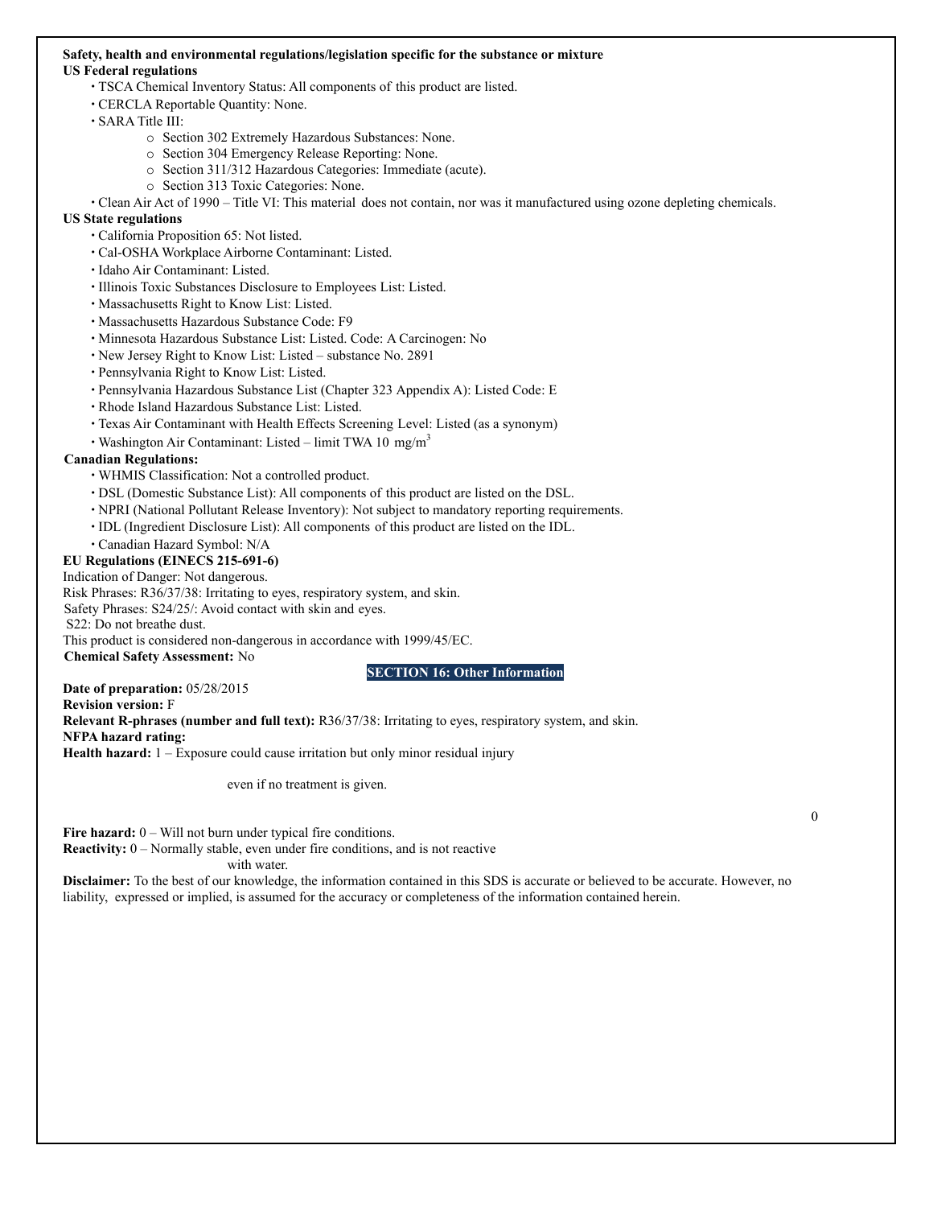**Safety, health and environmental regulations/legislation specific for the substance or mixture**

**US Federal regulations**

- TSCA Chemical Inventory Status: All components of this product are listed.
- CERCLA Reportable Quantity: None.
- SARA Title III:
  - Section 302 Extremely Hazardous Substances: None.
  - Section 304 Emergency Release Reporting: None.
  - Section 311/312 Hazardous Categories: Immediate (acute).
  - Section 313 Toxic Categories: None.
- Clean Air Act of 1990 – Title VI: This material does not contain, nor was it manufactured using ozone depleting chemicals.

**US State regulations**

- California Proposition 65: Not listed.
- Cal-OSHA Workplace Airborne Contaminant: Listed.
- Idaho Air Contaminant: Listed.
- Illinois Toxic Substances Disclosure to Employees List: Listed.
- Massachusetts Right to Know List: Listed.
- Massachusetts Hazardous Substance Code: F9
- Minnesota Hazardous Substance List: Listed. Code: A Carcinogen: No
- New Jersey Right to Know List: Listed – substance No. 2891
- Pennsylvania Right to Know List: Listed.
- Pennsylvania Hazardous Substance List (Chapter 323 Appendix A): Listed Code: E
- Rhode Island Hazardous Substance List: Listed.
- Texas Air Contaminant with Health Effects Screening Level: Listed (as a synonym)
- Washington Air Contaminant: Listed – limit TWA 10 $mg/m^3$

**Canadian Regulations:**

- WHMIS Classification: Not a controlled product.
- DSL (Domestic Substance List): All components of this product are listed on the DSL.
- NPRI (National Pollutant Release Inventory): Not subject to mandatory reporting requirements.
- IDL (Ingredient Disclosure List): All components of this product are listed on the IDL.
- Canadian Hazard Symbol: N/A

**EU Regulations (EINECS 215-691-6)**

Indication of Danger: Not dangerous.

Risk Phrases: R36/37/38: Irritating to eyes, respiratory system, and skin.

Safety Phrases: S24/25/: Avoid contact with skin and eyes.

S22: Do not breathe dust.

This product is considered non-dangerous in accordance with 1999/45/EC.

**Chemical Safety Assessment:** No

## SECTION 16: Other Information

**Date of preparation:** 05/28/2015

**Revision version:** F

**Relevant R-phrases (number and full text):** R36/37/38: Irritating to eyes, respiratory system, and skin.

**NFPA hazard rating:**

**Health hazard:** 1 – Exposure could cause irritation but only minor residual injury even if no treatment is given.

0

**Fire hazard:** 0 – Will not burn under typical fire conditions.

**Reactivity:** 0 – Normally stable, even under fire conditions, and is not reactive with water.

**Disclaimer:** To the best of our knowledge, the information contained in this SDS is accurate or believed to be accurate. However, no liability, expressed or implied, is assumed for the accuracy or completeness of the information contained herein.